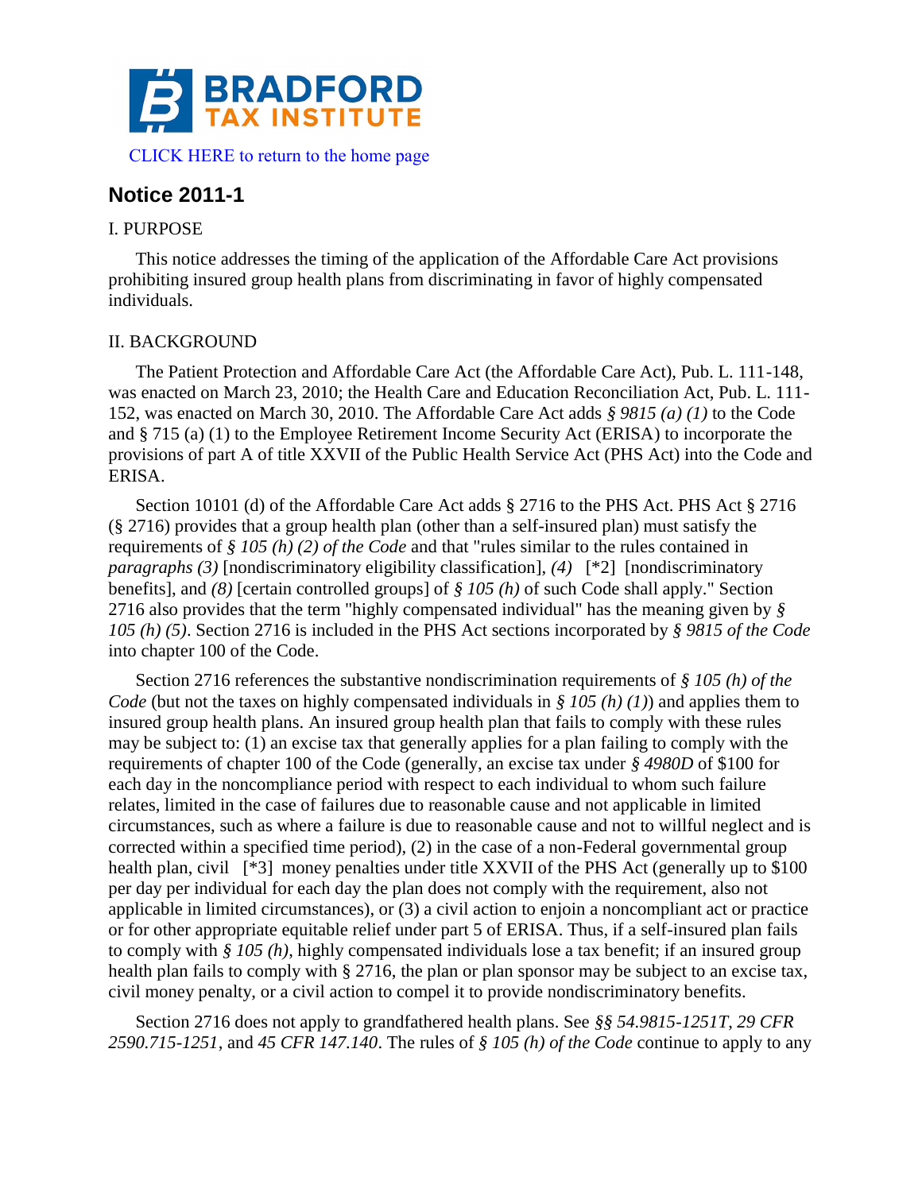BRADFORD TAX INSTITUTE

CLICK HERE to return to the home page

## Notice 2011-1

I. PURPOSE

This notice addresses the timing of the application of the Affordable Care Act provisions prohibiting insured group health plans from discriminating in favor of highly compensated individuals.

II. BACKGROUND

The Patient Protection and Affordable Care Act (the Affordable Care Act), Pub. L. 111-148, was enacted on March 23, 2010; the Health Care and Education Reconciliation Act, Pub. L. 111-152, was enacted on March 30, 2010. The Affordable Care Act adds *§ 9815 (a) (1)* to the Code and § 715 (a) (1) to the Employee Retirement Income Security Act (ERISA) to incorporate the provisions of part A of title XXVII of the Public Health Service Act (PHS Act) into the Code and ERISA.

Section 10101 (d) of the Affordable Care Act adds § 2716 to the PHS Act. PHS Act § 2716 (§ 2716) provides that a group health plan (other than a self-insured plan) must satisfy the requirements of *§ 105 (h) (2) of the Code* and that "rules similar to the rules contained in *paragraphs (3)* [nondiscriminatory eligibility classification], *(4)* [*2] [nondiscriminatory benefits], and *(8)* [certain controlled groups] of *§ 105 (h)* of such Code shall apply." Section 2716 also provides that the term "highly compensated individual" has the meaning given by *§ 105 (h) (5)*. Section 2716 is included in the PHS Act sections incorporated by *§ 9815 of the Code* into chapter 100 of the Code.

Section 2716 references the substantive nondiscrimination requirements of *§ 105 (h) of the Code* (but not the taxes on highly compensated individuals in *§ 105 (h) (1)*) and applies them to insured group health plans. An insured group health plan that fails to comply with these rules may be subject to: (1) an excise tax that generally applies for a plan failing to comply with the requirements of chapter 100 of the Code (generally, an excise tax under *§ 4980D* of $100 for each day in the noncompliance period with respect to each individual to whom such failure relates, limited in the case of failures due to reasonable cause and not applicable in limited circumstances, such as where a failure is due to reasonable cause and not to willful neglect and is corrected within a specified time period), (2) in the case of a non-Federal governmental group health plan, civil [*3] money penalties under title XXVII of the PHS Act (generally up to $100 per day per individual for each day the plan does not comply with the requirement, also not applicable in limited circumstances), or (3) a civil action to enjoin a noncompliant act or practice or for other appropriate equitable relief under part 5 of ERISA. Thus, if a self-insured plan fails to comply with *§ 105 (h)*, highly compensated individuals lose a tax benefit; if an insured group health plan fails to comply with § 2716, the plan or plan sponsor may be subject to an excise tax, civil money penalty, or a civil action to compel it to provide nondiscriminatory benefits.

Section 2716 does not apply to grandfathered health plans. See *§§ 54.9815-1251T*, *29 CFR 2590.715-1251*, and *45 CFR 147.140*. The rules of *§ 105 (h) of the Code* continue to apply to any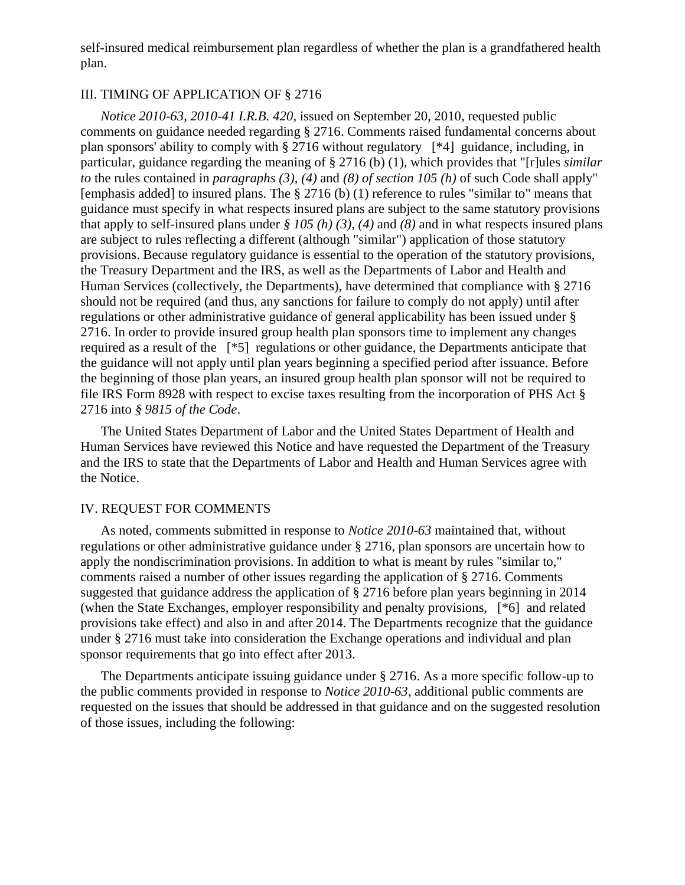self-insured medical reimbursement plan regardless of whether the plan is a grandfathered health plan.

## III. TIMING OF APPLICATION OF § 2716

*Notice 2010-63, 2010-41 I.R.B. 420*, issued on September 20, 2010, requested public comments on guidance needed regarding § 2716. Comments raised fundamental concerns about plan sponsors' ability to comply with § 2716 without regulatory [*4] guidance, including, in particular, guidance regarding the meaning of § 2716 (b) (1), which provides that "[r]ules *similar to* the rules contained in *paragraphs (3), (4)* and *(8) of section 105 (h)* of such Code shall apply" [emphasis added] to insured plans. The § 2716 (b) (1) reference to rules "similar to" means that guidance must specify in what respects insured plans are subject to the same statutory provisions that apply to self-insured plans under *§ 105 (h) (3), (4)* and *(8)* and in what respects insured plans are subject to rules reflecting a different (although "similar") application of those statutory provisions. Because regulatory guidance is essential to the operation of the statutory provisions, the Treasury Department and the IRS, as well as the Departments of Labor and Health and Human Services (collectively, the Departments), have determined that compliance with § 2716 should not be required (and thus, any sanctions for failure to comply do not apply) until after regulations or other administrative guidance of general applicability has been issued under § 2716. In order to provide insured group health plan sponsors time to implement any changes required as a result of the [*5] regulations or other guidance, the Departments anticipate that the guidance will not apply until plan years beginning a specified period after issuance. Before the beginning of those plan years, an insured group health plan sponsor will not be required to file IRS Form 8928 with respect to excise taxes resulting from the incorporation of PHS Act § 2716 into *§ 9815 of the Code*.

The United States Department of Labor and the United States Department of Health and Human Services have reviewed this Notice and have requested the Department of the Treasury and the IRS to state that the Departments of Labor and Health and Human Services agree with the Notice.

## IV. REQUEST FOR COMMENTS

As noted, comments submitted in response to *Notice 2010-63* maintained that, without regulations or other administrative guidance under § 2716, plan sponsors are uncertain how to apply the nondiscrimination provisions. In addition to what is meant by rules "similar to," comments raised a number of other issues regarding the application of § 2716. Comments suggested that guidance address the application of § 2716 before plan years beginning in 2014 (when the State Exchanges, employer responsibility and penalty provisions, [*6] and related provisions take effect) and also in and after 2014. The Departments recognize that the guidance under § 2716 must take into consideration the Exchange operations and individual and plan sponsor requirements that go into effect after 2013.

The Departments anticipate issuing guidance under § 2716. As a more specific follow-up to the public comments provided in response to *Notice 2010-63*, additional public comments are requested on the issues that should be addressed in that guidance and on the suggested resolution of those issues, including the following: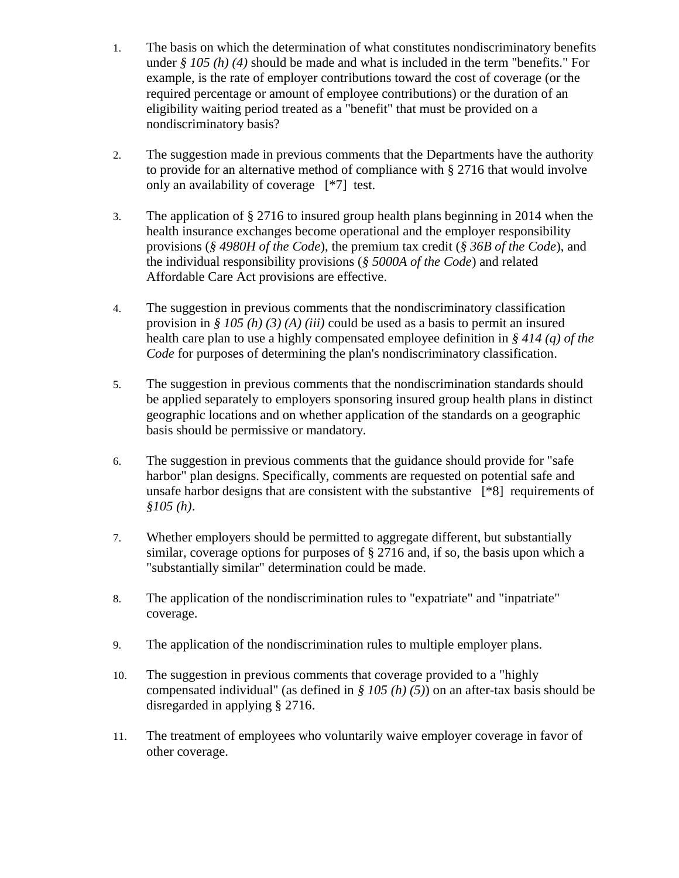1. The basis on which the determination of what constitutes nondiscriminatory benefits under *§ 105 (h) (4)* should be made and what is included in the term "benefits." For example, is the rate of employer contributions toward the cost of coverage (or the required percentage or amount of employee contributions) or the duration of an eligibility waiting period treated as a "benefit" that must be provided on a nondiscriminatory basis?

2. The suggestion made in previous comments that the Departments have the authority to provide for an alternative method of compliance with § 2716 that would involve only an availability of coverage [*7] test.

3. The application of § 2716 to insured group health plans beginning in 2014 when the health insurance exchanges become operational and the employer responsibility provisions (*§ 4980H of the Code*), the premium tax credit (*§ 36B of the Code*), and the individual responsibility provisions (*§ 5000A of the Code*) and related Affordable Care Act provisions are effective.

4. The suggestion in previous comments that the nondiscriminatory classification provision in *§ 105 (h) (3) (A) (iii)* could be used as a basis to permit an insured health care plan to use a highly compensated employee definition in *§ 414 (q) of the Code* for purposes of determining the plan's nondiscriminatory classification.

5. The suggestion in previous comments that the nondiscrimination standards should be applied separately to employers sponsoring insured group health plans in distinct geographic locations and on whether application of the standards on a geographic basis should be permissive or mandatory.

6. The suggestion in previous comments that the guidance should provide for "safe harbor" plan designs. Specifically, comments are requested on potential safe and unsafe harbor designs that are consistent with the substantive [*8] requirements of *§105 (h)*.

7. Whether employers should be permitted to aggregate different, but substantially similar, coverage options for purposes of § 2716 and, if so, the basis upon which a "substantially similar" determination could be made.

8. The application of the nondiscrimination rules to "expatriate" and "inpatriate" coverage.

9. The application of the nondiscrimination rules to multiple employer plans.

10. The suggestion in previous comments that coverage provided to a "highly compensated individual" (as defined in *§ 105 (h) (5)*) on an after-tax basis should be disregarded in applying § 2716.

11. The treatment of employees who voluntarily waive employer coverage in favor of other coverage.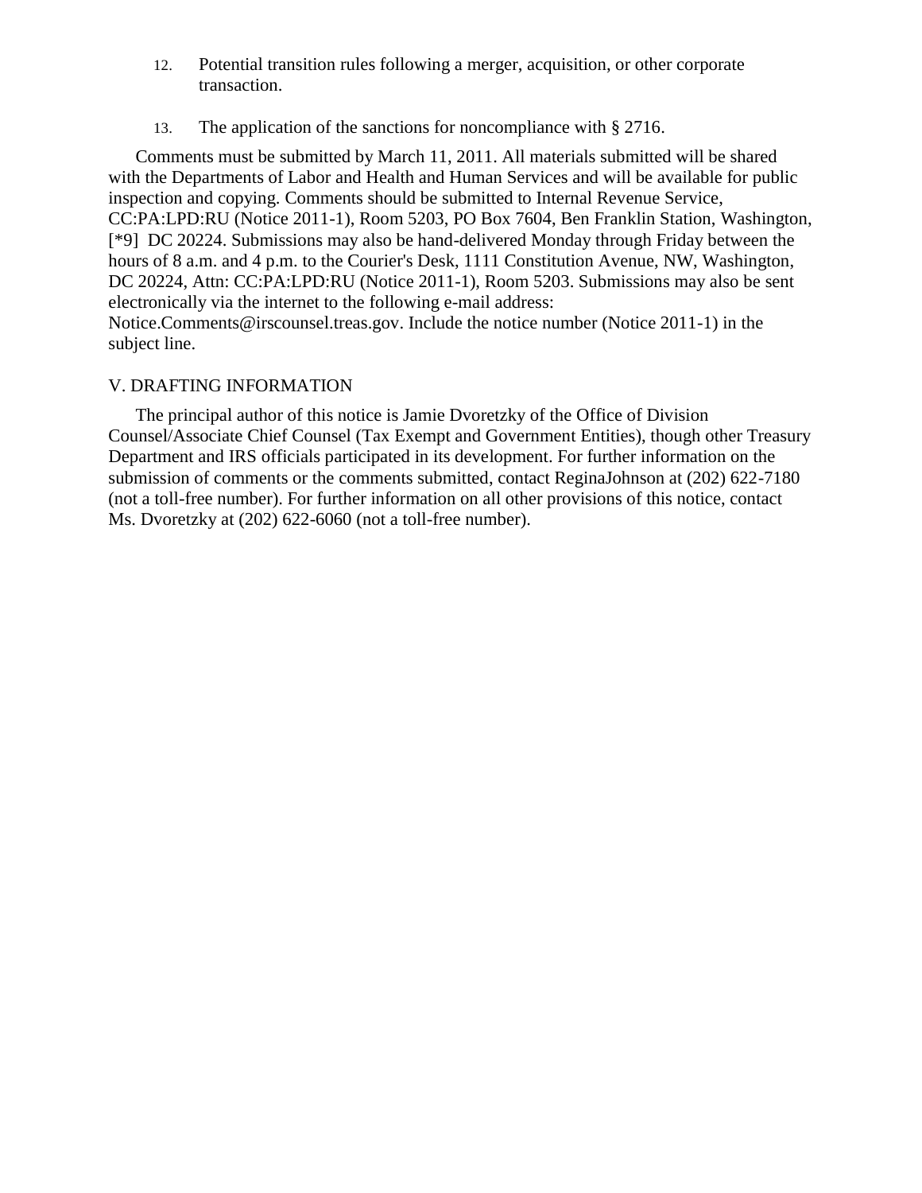12. Potential transition rules following a merger, acquisition, or other corporate transaction.

13. The application of the sanctions for noncompliance with § 2716.

Comments must be submitted by March 11, 2011. All materials submitted will be shared with the Departments of Labor and Health and Human Services and will be available for public inspection and copying. Comments should be submitted to Internal Revenue Service, CC:PA:LPD:RU (Notice 2011-1), Room 5203, PO Box 7604, Ben Franklin Station, Washington, [*9] DC 20224. Submissions may also be hand-delivered Monday through Friday between the hours of 8 a.m. and 4 p.m. to the Courier's Desk, 1111 Constitution Avenue, NW, Washington, DC 20224, Attn: CC:PA:LPD:RU (Notice 2011-1), Room 5203. Submissions may also be sent electronically via the internet to the following e-mail address: Notice.Comments@irscounsel.treas.gov. Include the notice number (Notice 2011-1) in the subject line.

## V. DRAFTING INFORMATION

The principal author of this notice is Jamie Dvoretzky of the Office of Division Counsel/Associate Chief Counsel (Tax Exempt and Government Entities), though other Treasury Department and IRS officials participated in its development. For further information on the submission of comments or the comments submitted, contact ReginaJohnson at (202) 622-7180 (not a toll-free number). For further information on all other provisions of this notice, contact Ms. Dvoretzky at (202) 622-6060 (not a toll-free number).